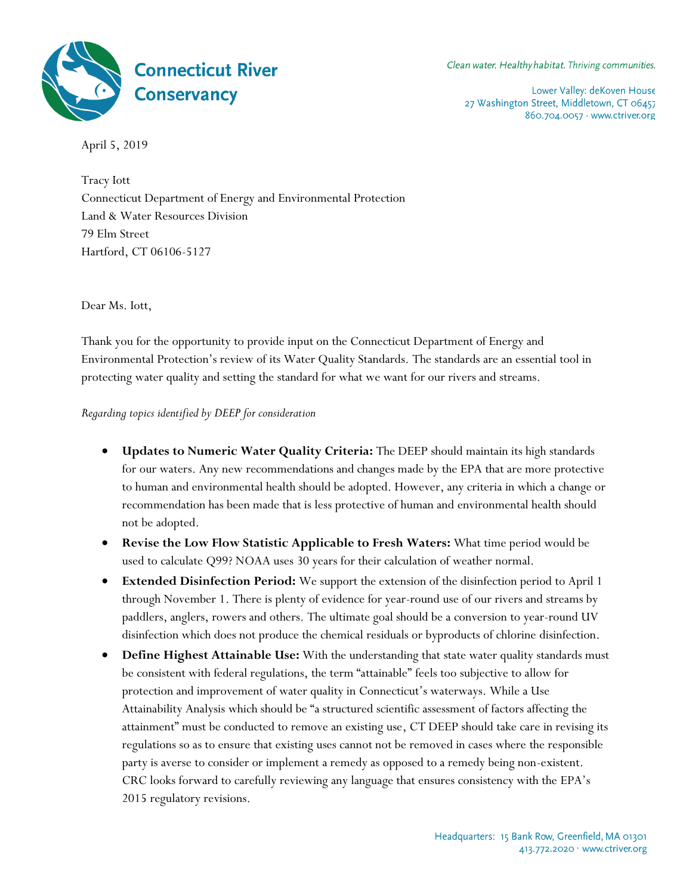**Connecticut River Conservancy**

*Clean water. Healthy habitat. Thriving communities.*

Lower Valley: deKoven House
27 Washington Street, Middletown, CT 06457
860.704.0057 · www.ctriver.org

April 5, 2019

Tracy Iott
Connecticut Department of Energy and Environmental Protection
Land & Water Resources Division
79 Elm Street
Hartford, CT 06106-5127

Dear Ms. Iott,

Thank you for the opportunity to provide input on the Connecticut Department of Energy and Environmental Protection's review of its Water Quality Standards. The standards are an essential tool in protecting water quality and setting the standard for what we want for our rivers and streams.

*Regarding topics identified by DEEP for consideration*

- **Updates to Numeric Water Quality Criteria:** The DEEP should maintain its high standards for our waters. Any new recommendations and changes made by the EPA that are more protective to human and environmental health should be adopted. However, any criteria in which a change or recommendation has been made that is less protective of human and environmental health should not be adopted.
- **Revise the Low Flow Statistic Applicable to Fresh Waters:** What time period would be used to calculate Q99? NOAA uses 30 years for their calculation of weather normal.
- **Extended Disinfection Period:** We support the extension of the disinfection period to April 1 through November 1. There is plenty of evidence for year-round use of our rivers and streams by paddlers, anglers, rowers and others. The ultimate goal should be a conversion to year-round UV disinfection which does not produce the chemical residuals or byproducts of chlorine disinfection.
- **Define Highest Attainable Use:** With the understanding that state water quality standards must be consistent with federal regulations, the term "attainable" feels too subjective to allow for protection and improvement of water quality in Connecticut's waterways. While a Use Attainability Analysis which should be "a structured scientific assessment of factors affecting the attainment" must be conducted to remove an existing use, CT DEEP should take care in revising its regulations so as to ensure that existing uses cannot not be removed in cases where the responsible party is averse to consider or implement a remedy as opposed to a remedy being non-existent. CRC looks forward to carefully reviewing any language that ensures consistency with the EPA's 2015 regulatory revisions.

Headquarters: 15 Bank Row, Greenfield, MA 01301
413.772.2020 · www.ctriver.org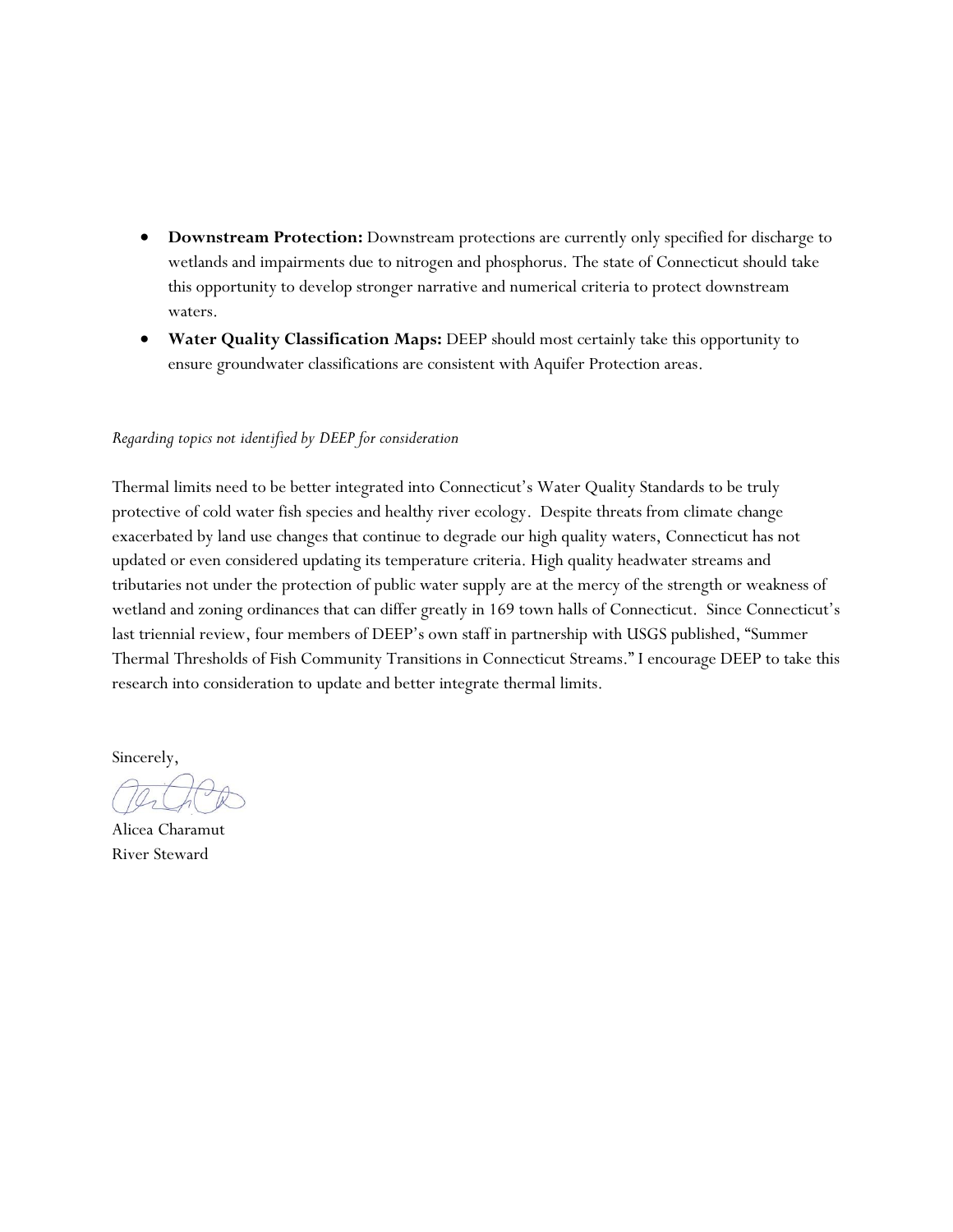- **Downstream Protection:** Downstream protections are currently only specified for discharge to wetlands and impairments due to nitrogen and phosphorus. The state of Connecticut should take this opportunity to develop stronger narrative and numerical criteria to protect downstream waters.
- **Water Quality Classification Maps:** DEEP should most certainly take this opportunity to ensure groundwater classifications are consistent with Aquifer Protection areas.

*Regarding topics not identified by DEEP for consideration*

Thermal limits need to be better integrated into Connecticut's Water Quality Standards to be truly protective of cold water fish species and healthy river ecology. Despite threats from climate change exacerbated by land use changes that continue to degrade our high quality waters, Connecticut has not updated or even considered updating its temperature criteria. High quality headwater streams and tributaries not under the protection of public water supply are at the mercy of the strength or weakness of wetland and zoning ordinances that can differ greatly in 169 town halls of Connecticut. Since Connecticut's last triennial review, four members of DEEP's own staff in partnership with USGS published, "Summer Thermal Thresholds of Fish Community Transitions in Connecticut Streams." I encourage DEEP to take this research into consideration to update and better integrate thermal limits.

Sincerely,

Alicea Charamut
River Steward